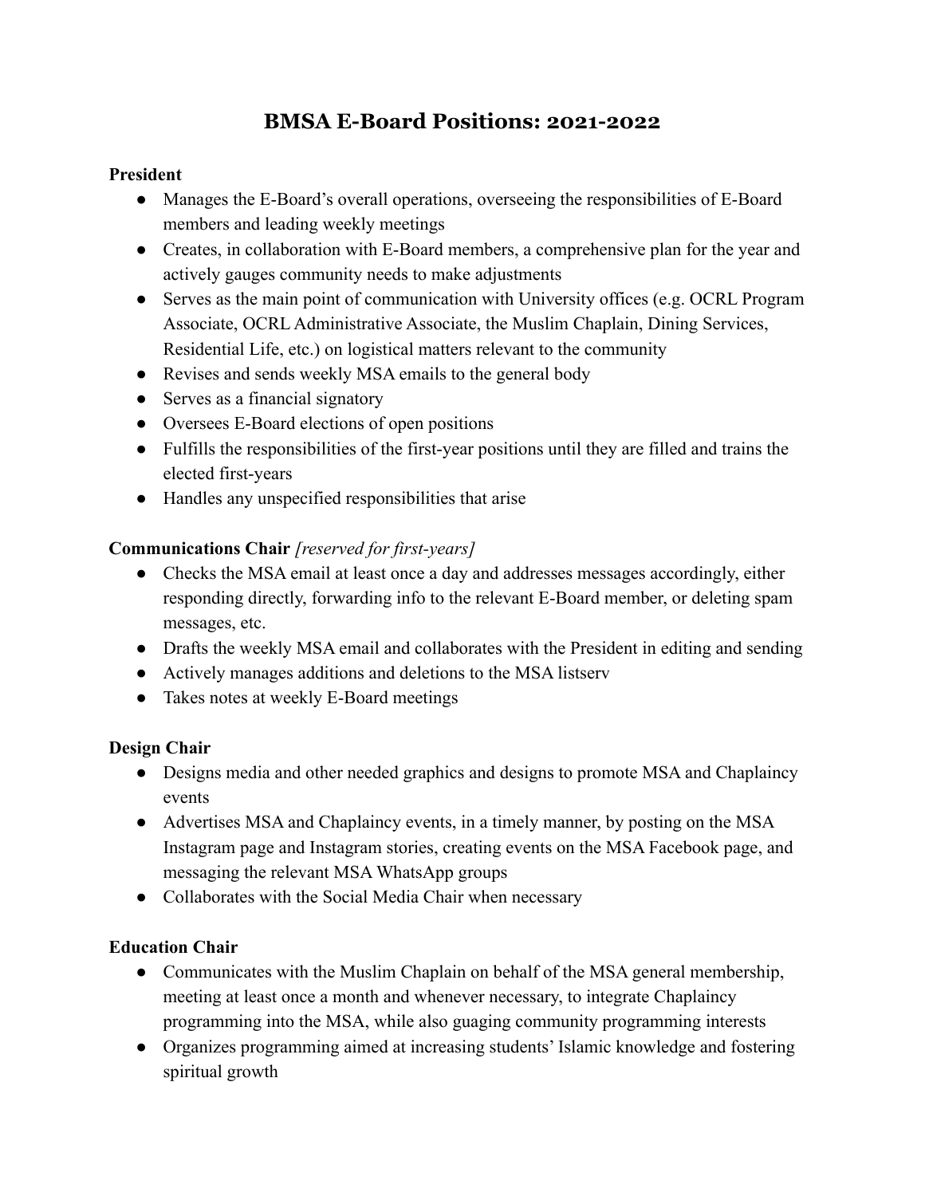# BMSA E-Board Positions: 2021-2022

**President**

- Manages the E-Board's overall operations, overseeing the responsibilities of E-Board members and leading weekly meetings
- Creates, in collaboration with E-Board members, a comprehensive plan for the year and actively gauges community needs to make adjustments
- Serves as the main point of communication with University offices (e.g. OCRL Program Associate, OCRL Administrative Associate, the Muslim Chaplain, Dining Services, Residential Life, etc.) on logistical matters relevant to the community
- Revises and sends weekly MSA emails to the general body
- Serves as a financial signatory
- Oversees E-Board elections of open positions
- Fulfills the responsibilities of the first-year positions until they are filled and trains the elected first-years
- Handles any unspecified responsibilities that arise

**Communications Chair** *[reserved for first-years]*

- Checks the MSA email at least once a day and addresses messages accordingly, either responding directly, forwarding info to the relevant E-Board member, or deleting spam messages, etc.
- Drafts the weekly MSA email and collaborates with the President in editing and sending
- Actively manages additions and deletions to the MSA listserv
- Takes notes at weekly E-Board meetings

**Design Chair**

- Designs media and other needed graphics and designs to promote MSA and Chaplaincy events
- Advertises MSA and Chaplaincy events, in a timely manner, by posting on the MSA Instagram page and Instagram stories, creating events on the MSA Facebook page, and messaging the relevant MSA WhatsApp groups
- Collaborates with the Social Media Chair when necessary

**Education Chair**

- Communicates with the Muslim Chaplain on behalf of the MSA general membership, meeting at least once a month and whenever necessary, to integrate Chaplaincy programming into the MSA, while also guaging community programming interests
- Organizes programming aimed at increasing students' Islamic knowledge and fostering spiritual growth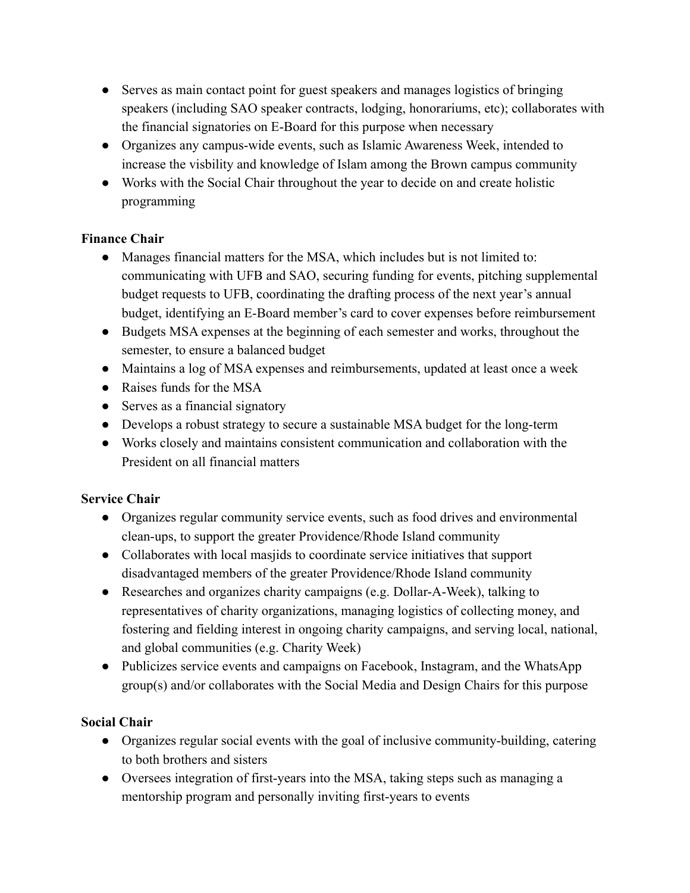- Serves as main contact point for guest speakers and manages logistics of bringing speakers (including SAO speaker contracts, lodging, honorariums, etc); collaborates with the financial signatories on E-Board for this purpose when necessary
- Organizes any campus-wide events, such as Islamic Awareness Week, intended to increase the visbility and knowledge of Islam among the Brown campus community
- Works with the Social Chair throughout the year to decide on and create holistic programming

**Finance Chair**

- Manages financial matters for the MSA, which includes but is not limited to: communicating with UFB and SAO, securing funding for events, pitching supplemental budget requests to UFB, coordinating the drafting process of the next year's annual budget, identifying an E-Board member's card to cover expenses before reimbursement
- Budgets MSA expenses at the beginning of each semester and works, throughout the semester, to ensure a balanced budget
- Maintains a log of MSA expenses and reimbursements, updated at least once a week
- Raises funds for the MSA
- Serves as a financial signatory
- Develops a robust strategy to secure a sustainable MSA budget for the long-term
- Works closely and maintains consistent communication and collaboration with the President on all financial matters

**Service Chair**

- Organizes regular community service events, such as food drives and environmental clean-ups, to support the greater Providence/Rhode Island community
- Collaborates with local masjids to coordinate service initiatives that support disadvantaged members of the greater Providence/Rhode Island community
- Researches and organizes charity campaigns (e.g. Dollar-A-Week), talking to representatives of charity organizations, managing logistics of collecting money, and fostering and fielding interest in ongoing charity campaigns, and serving local, national, and global communities (e.g. Charity Week)
- Publicizes service events and campaigns on Facebook, Instagram, and the WhatsApp group(s) and/or collaborates with the Social Media and Design Chairs for this purpose

**Social Chair**

- Organizes regular social events with the goal of inclusive community-building, catering to both brothers and sisters
- Oversees integration of first-years into the MSA, taking steps such as managing a mentorship program and personally inviting first-years to events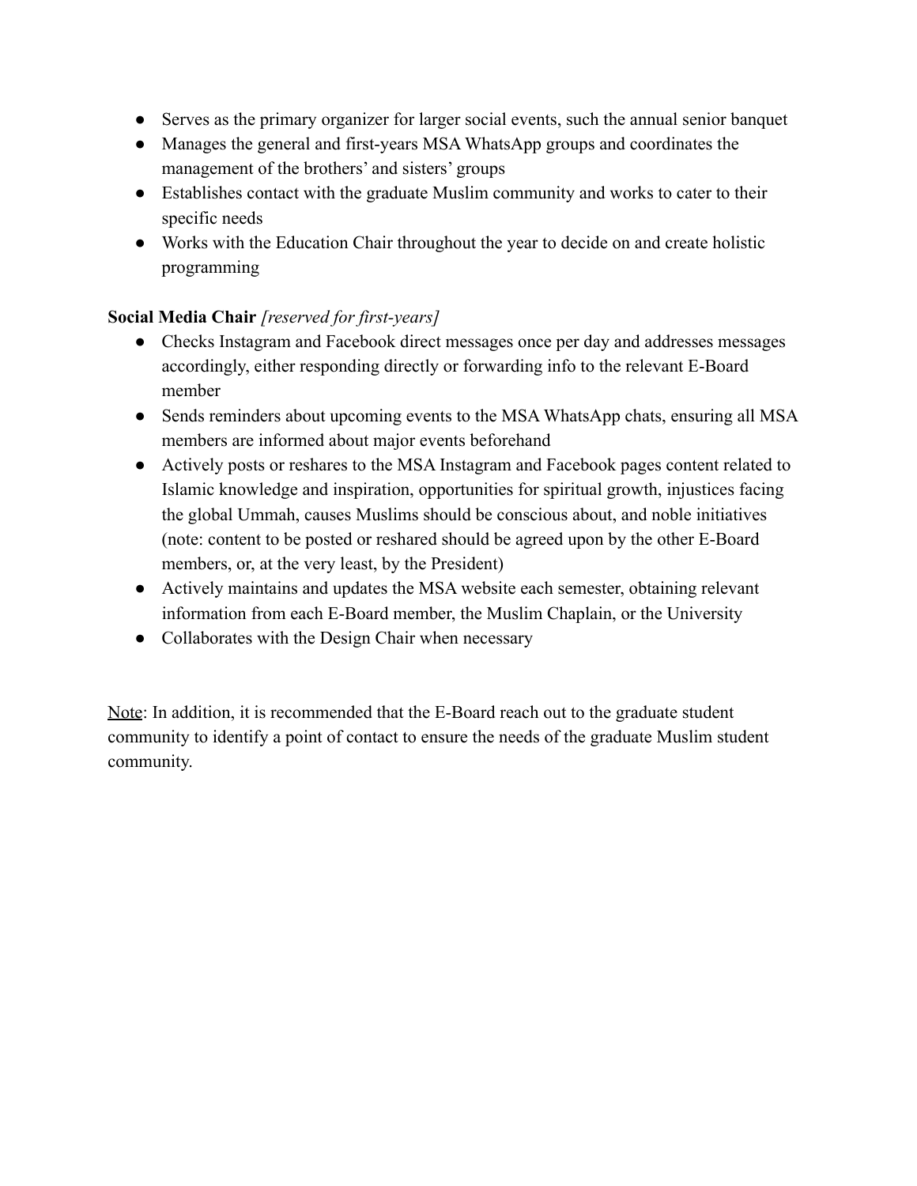- Serves as the primary organizer for larger social events, such the annual senior banquet
- Manages the general and first-years MSA WhatsApp groups and coordinates the management of the brothers' and sisters' groups
- Establishes contact with the graduate Muslim community and works to cater to their specific needs
- Works with the Education Chair throughout the year to decide on and create holistic programming

**Social Media Chair** *[reserved for first-years]*

- Checks Instagram and Facebook direct messages once per day and addresses messages accordingly, either responding directly or forwarding info to the relevant E-Board member
- Sends reminders about upcoming events to the MSA WhatsApp chats, ensuring all MSA members are informed about major events beforehand
- Actively posts or reshares to the MSA Instagram and Facebook pages content related to Islamic knowledge and inspiration, opportunities for spiritual growth, injustices facing the global Ummah, causes Muslims should be conscious about, and noble initiatives (note: content to be posted or reshared should be agreed upon by the other E-Board members, or, at the very least, by the President)
- Actively maintains and updates the MSA website each semester, obtaining relevant information from each E-Board member, the Muslim Chaplain, or the University
- Collaborates with the Design Chair when necessary

<u>Note</u>: In addition, it is recommended that the E-Board reach out to the graduate student community to identify a point of contact to ensure the needs of the graduate Muslim student community.